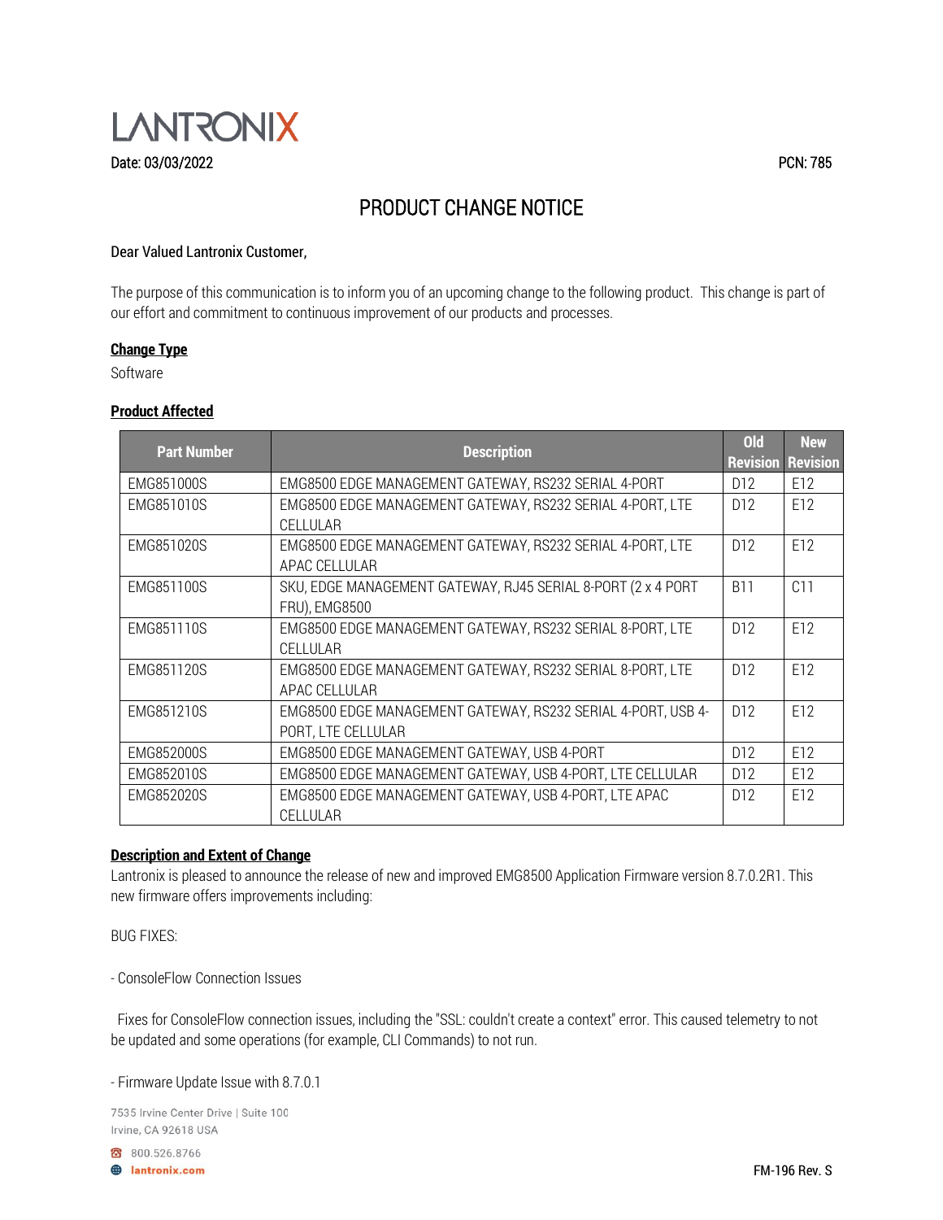LANTRONIX

Date: 03/03/2022

PCN: 785

# PRODUCT CHANGE NOTICE

Dear Valued Lantronix Customer,

The purpose of this communication is to inform you of an upcoming change to the following product. This change is part of our effort and commitment to continuous improvement of our products and processes.

**Change Type**

Software

**Product Affected**

| Part Number | Description | Old Revision | New Revision |
|---|---|---|---|
| EMG851000S | EMG8500 EDGE MANAGEMENT GATEWAY, RS232 SERIAL 4-PORT | D12 | E12 |
| EMG851010S | EMG8500 EDGE MANAGEMENT GATEWAY, RS232 SERIAL 4-PORT, LTE CELLULAR | D12 | E12 |
| EMG851020S | EMG8500 EDGE MANAGEMENT GATEWAY, RS232 SERIAL 4-PORT, LTE APAC CELLULAR | D12 | E12 |
| EMG851100S | SKU, EDGE MANAGEMENT GATEWAY, RJ45 SERIAL 8-PORT (2 x 4 PORT FRU), EMG8500 | B11 | C11 |
| EMG851110S | EMG8500 EDGE MANAGEMENT GATEWAY, RS232 SERIAL 8-PORT, LTE CELLULAR | D12 | E12 |
| EMG851120S | EMG8500 EDGE MANAGEMENT GATEWAY, RS232 SERIAL 8-PORT, LTE APAC CELLULAR | D12 | E12 |
| EMG851210S | EMG8500 EDGE MANAGEMENT GATEWAY, RS232 SERIAL 4-PORT, USB 4-PORT, LTE CELLULAR | D12 | E12 |
| EMG852000S | EMG8500 EDGE MANAGEMENT GATEWAY, USB 4-PORT | D12 | E12 |
| EMG852010S | EMG8500 EDGE MANAGEMENT GATEWAY, USB 4-PORT, LTE CELLULAR | D12 | E12 |
| EMG852020S | EMG8500 EDGE MANAGEMENT GATEWAY, USB 4-PORT, LTE APAC CELLULAR | D12 | E12 |

**Description and Extent of Change**

Lantronix is pleased to announce the release of new and improved EMG8500 Application Firmware version 8.7.0.2R1. This new firmware offers improvements including:

BUG FIXES:

- ConsoleFlow Connection Issues

Fixes for ConsoleFlow connection issues, including the "SSL: couldn't create a context" error. This caused telemetry to not be updated and some operations (for example, CLI Commands) to not run.

- Firmware Update Issue with 8.7.0.1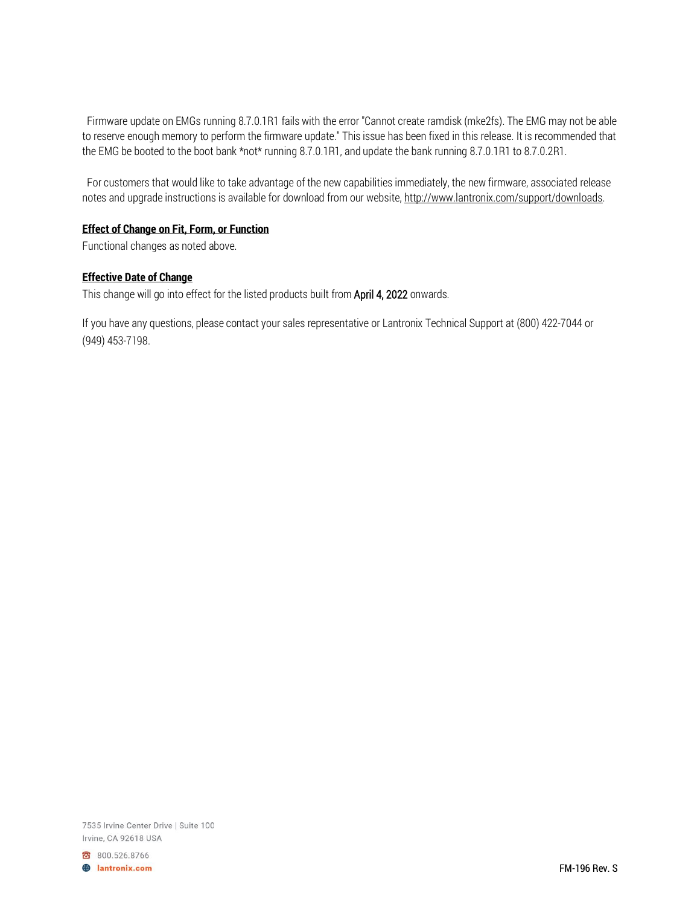Firmware update on EMGs running 8.7.0.1R1 fails with the error "Cannot create ramdisk (mke2fs). The EMG may not be able to reserve enough memory to perform the firmware update." This issue has been fixed in this release. It is recommended that the EMG be booted to the boot bank *not* running 8.7.0.1R1, and update the bank running 8.7.0.1R1 to 8.7.0.2R1.

For customers that would like to take advantage of the new capabilities immediately, the new firmware, associated release notes and upgrade instructions is available for download from our website, http://www.lantronix.com/support/downloads.

**Effect of Change on Fit, Form, or Function**

Functional changes as noted above.

**Effective Date of Change**

This change will go into effect for the listed products built from April 4, 2022 onwards.

If you have any questions, please contact your sales representative or Lantronix Technical Support at (800) 422-7044 or (949) 453-7198.

7535 Irvine Center Drive | Suite 100
Irvine, CA 92618 USA

800.526.8766
lantronix.com

FM-196 Rev. S